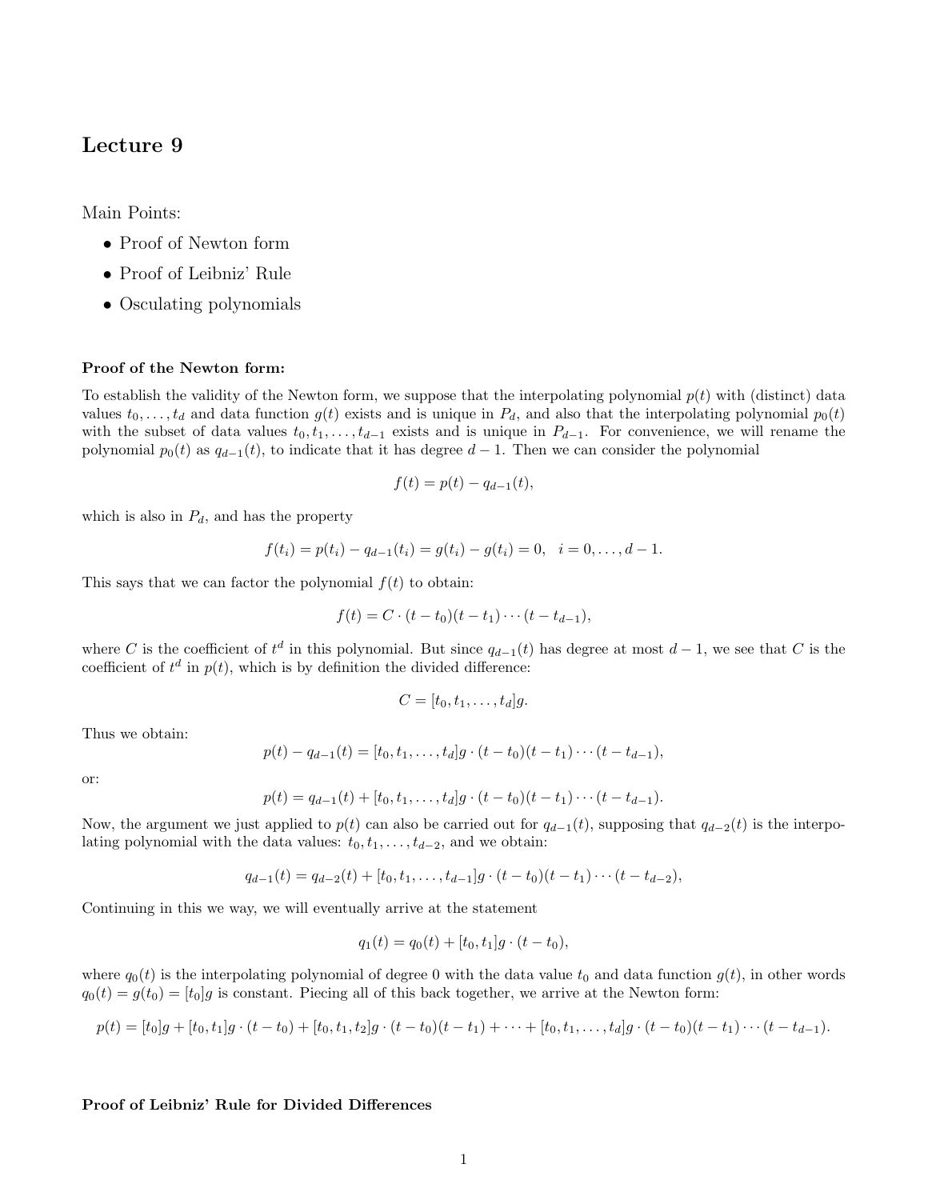# Lecture 9

Main Points:

- Proof of Newton form
- Proof of Leibniz' Rule
- Osculating polynomials

**Proof of the Newton form:**

To establish the validity of the Newton form, we suppose that the interpolating polynomial $p(t)$ with (distinct) data values $t_0, \ldots, t_d$ and data function $g(t)$ exists and is unique in $P_d$, and also that the interpolating polynomial $p_0(t)$ with the subset of data values $t_0, t_1, \ldots, t_{d-1}$ exists and is unique in $P_{d-1}$. For convenience, we will rename the polynomial $p_0(t)$ as $q_{d-1}(t)$, to indicate that it has degree $d-1$. Then we can consider the polynomial

$$f(t) = p(t) - q_{d-1}(t),$$

which is also in $P_d$, and has the property

$$f(t_i) = p(t_i) - q_{d-1}(t_i) = g(t_i) - g(t_i) = 0, \quad i = 0, \ldots, d-1.$$

This says that we can factor the polynomial $f(t)$ to obtain:

$$f(t) = C \cdot (t - t_0)(t - t_1) \cdots (t - t_{d-1}),$$

where $C$ is the coefficient of $t^d$ in this polynomial. But since $q_{d-1}(t)$ has degree at most $d-1$, we see that $C$ is the coefficient of $t^d$ in $p(t)$, which is by definition the divided difference:

$$C = [t_0, t_1, \ldots, t_d]g.$$

Thus we obtain:

$$p(t) - q_{d-1}(t) = [t_0, t_1, \ldots, t_d]g \cdot (t - t_0)(t - t_1) \cdots (t - t_{d-1}),$$

or:

$$p(t) = q_{d-1}(t) + [t_0, t_1, \ldots, t_d]g \cdot (t - t_0)(t - t_1) \cdots (t - t_{d-1}).$$

Now, the argument we just applied to $p(t)$ can also be carried out for $q_{d-1}(t)$, supposing that $q_{d-2}(t)$ is the interpolating polynomial with the data values: $t_0, t_1, \ldots, t_{d-2}$, and we obtain:

$$q_{d-1}(t) = q_{d-2}(t) + [t_0, t_1, \ldots, t_{d-1}]g \cdot (t - t_0)(t - t_1) \cdots (t - t_{d-2}),$$

Continuing in this we way, we will eventually arrive at the statement

$$q_1(t) = q_0(t) + [t_0, t_1]g \cdot (t - t_0),$$

where $q_0(t)$ is the interpolating polynomial of degree 0 with the data value $t_0$ and data function $g(t)$, in other words $q_0(t) = g(t_0) = [t_0]g$ is constant. Piecing all of this back together, we arrive at the Newton form:

$$p(t) = [t_0]g + [t_0, t_1]g \cdot (t - t_0) + [t_0, t_1, t_2]g \cdot (t - t_0)(t - t_1) + \cdots + [t_0, t_1, \ldots, t_d]g \cdot (t - t_0)(t - t_1) \cdots (t - t_{d-1}).$$

**Proof of Leibniz' Rule for Divided Differences**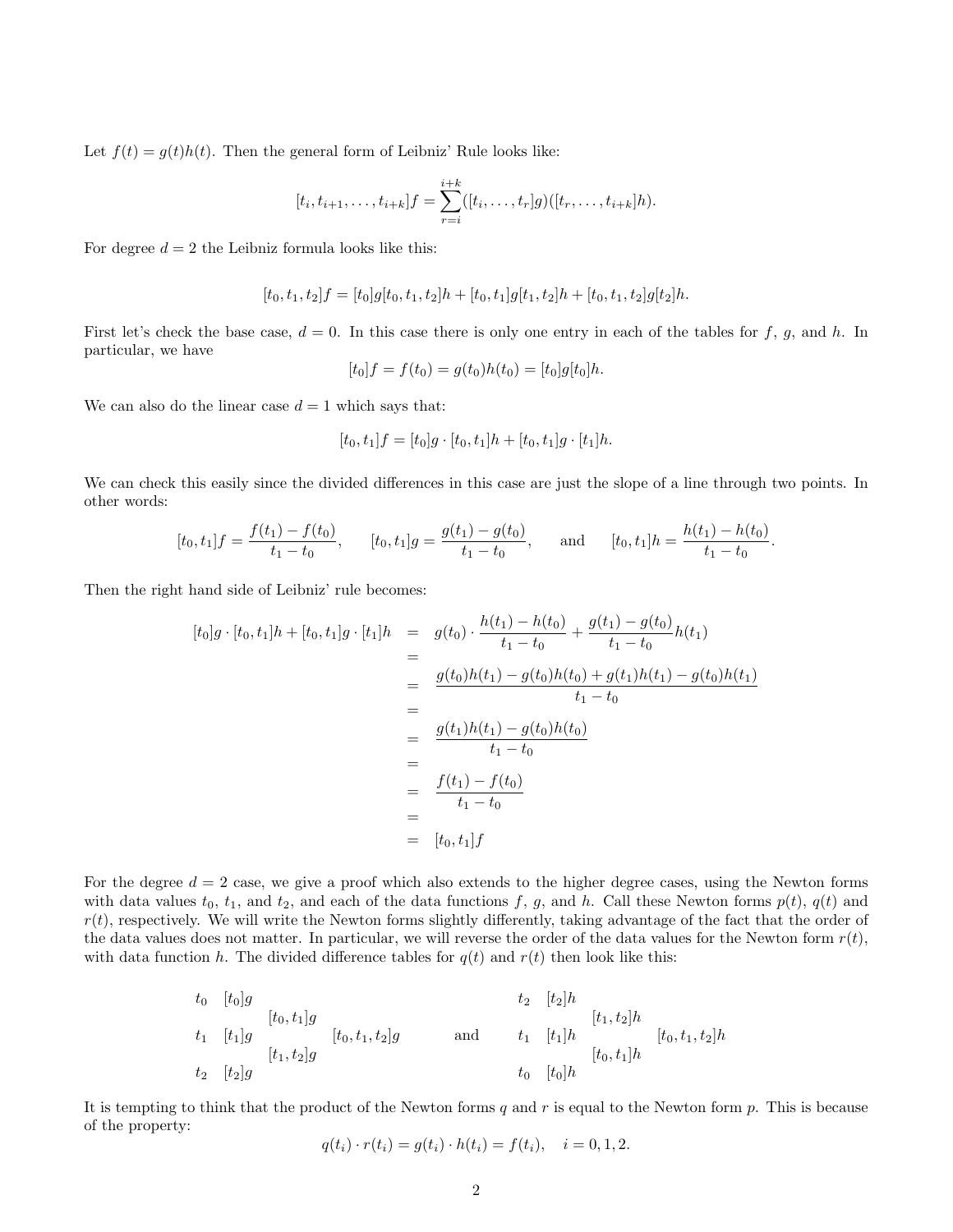Let $f(t) = g(t)h(t)$. Then the general form of Leibniz' Rule looks like:

$$[t_i, t_{i+1}, \ldots, t_{i+k}]f = \sum_{r=i}^{i+k} ([t_i, \ldots, t_r]g)([t_r, \ldots, t_{i+k}]h).$$

For degree $d = 2$ the Leibniz formula looks like this:

$$[t_0, t_1, t_2]f = [t_0]g[t_0, t_1, t_2]h + [t_0, t_1]g[t_1, t_2]h + [t_0, t_1, t_2]g[t_2]h.$$

First let's check the base case, $d = 0$. In this case there is only one entry in each of the tables for $f$, $g$, and $h$. In particular, we have

$$[t_0]f = f(t_0) = g(t_0)h(t_0) = [t_0]g[t_0]h.$$

We can also do the linear case $d = 1$ which says that:

$$[t_0, t_1]f = [t_0]g \cdot [t_0, t_1]h + [t_0, t_1]g \cdot [t_1]h.$$

We can check this easily since the divided differences in this case are just the slope of a line through two points. In other words:

$$[t_0, t_1]f = \frac{f(t_1) - f(t_0)}{t_1 - t_0}, \qquad [t_0, t_1]g = \frac{g(t_1) - g(t_0)}{t_1 - t_0}, \qquad \text{and} \qquad [t_0, t_1]h = \frac{h(t_1) - h(t_0)}{t_1 - t_0}.$$

Then the right hand side of Leibniz' rule becomes:

$$\begin{aligned}
[t_0]g \cdot [t_0, t_1]h + [t_0, t_1]g \cdot [t_1]h &= g(t_0) \cdot \frac{h(t_1) - h(t_0)}{t_1 - t_0} + \frac{g(t_1) - g(t_0)}{t_1 - t_0} h(t_1) \\
&= \\
&= \frac{g(t_0)h(t_1) - g(t_0)h(t_0) + g(t_1)h(t_1) - g(t_0)h(t_1)}{t_1 - t_0} \\
&= \\
&= \frac{g(t_1)h(t_1) - g(t_0)h(t_0)}{t_1 - t_0} \\
&= \\
&= \frac{f(t_1) - f(t_0)}{t_1 - t_0} \\
&= \\
&= [t_0, t_1]f
\end{aligned}$$

For the degree $d = 2$ case, we give a proof which also extends to the higher degree cases, using the Newton forms with data values $t_0$, $t_1$, and $t_2$, and each of the data functions $f$, $g$, and $h$. Call these Newton forms $p(t)$, $q(t)$ and $r(t)$, respectively. We will write the Newton forms slightly differently, taking advantage of the fact that the order of the data values does not matter. In particular, we will reverse the order of the data values for the Newton form $r(t)$, with data function $h$. The divided difference tables for $q(t)$ and $r(t)$ then look like this:

$$\begin{array}{lllll}
t_0 & [t_0]g & & & \\
 & & [t_0, t_1]g & & \\
t_1 & [t_1]g & & [t_0, t_1, t_2]g & \\
 & & [t_1, t_2]g & & \\
t_2 & [t_2]g & & &
\end{array}
\qquad \text{and} \qquad
\begin{array}{lllll}
t_2 & [t_2]h & & & \\
 & & [t_1, t_2]h & & \\
t_1 & [t_1]h & & [t_0, t_1, t_2]h & \\
 & & [t_0, t_1]h & & \\
t_0 & [t_0]h & & &
\end{array}$$

It is tempting to think that the product of the Newton forms $q$ and $r$ is equal to the Newton form $p$. This is because of the property:

$$q(t_i) \cdot r(t_i) = g(t_i) \cdot h(t_i) = f(t_i), \quad i = 0, 1, 2.$$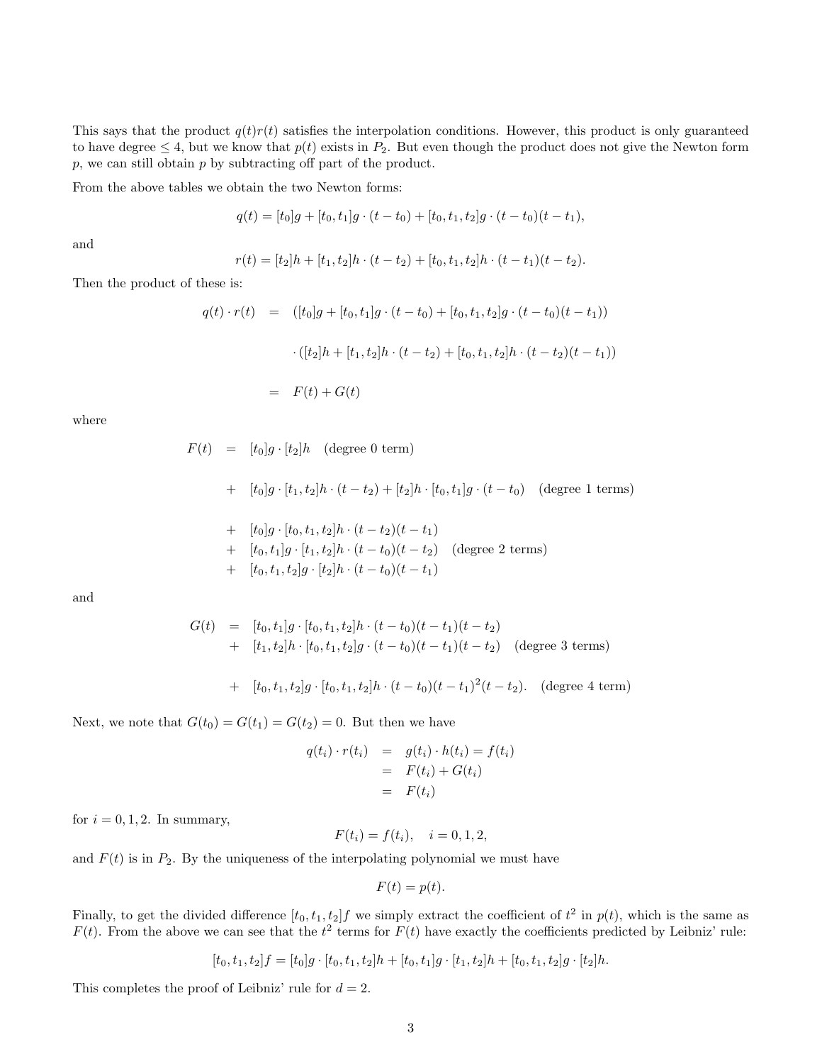This says that the product $q(t)r(t)$ satisfies the interpolation conditions. However, this product is only guaranteed to have degree $\leq 4$, but we know that $p(t)$ exists in $P_2$. But even though the product does not give the Newton form $p$, we can still obtain $p$ by subtracting off part of the product.

From the above tables we obtain the two Newton forms:

$$q(t) = [t_0]g + [t_0, t_1]g \cdot (t - t_0) + [t_0, t_1, t_2]g \cdot (t - t_0)(t - t_1),$$

and

$$r(t) = [t_2]h + [t_1, t_2]h \cdot (t - t_2) + [t_0, t_1, t_2]h \cdot (t - t_1)(t - t_2).$$

Then the product of these is:

$$\begin{aligned}
q(t) \cdot r(t) &= ([t_0]g + [t_0, t_1]g \cdot (t - t_0) + [t_0, t_1, t_2]g \cdot (t - t_0)(t - t_1)) \\
&\quad \cdot ([t_2]h + [t_1, t_2]h \cdot (t - t_2) + [t_0, t_1, t_2]h \cdot (t - t_2)(t - t_1)) \\
&= F(t) + G(t)
\end{aligned}$$

where

$$\begin{aligned}
F(t) &= [t_0]g \cdot [t_2]h \quad \text{(degree 0 term)} \\
&+ [t_0]g \cdot [t_1, t_2]h \cdot (t - t_2) + [t_2]h \cdot [t_0, t_1]g \cdot (t - t_0) \quad \text{(degree 1 terms)} \\
&+ [t_0]g \cdot [t_0, t_1, t_2]h \cdot (t - t_2)(t - t_1) \\
&+ [t_0, t_1]g \cdot [t_1, t_2]h \cdot (t - t_0)(t - t_2) \quad \text{(degree 2 terms)} \\
&+ [t_0, t_1, t_2]g \cdot [t_2]h \cdot (t - t_0)(t - t_1)
\end{aligned}$$

and

$$\begin{aligned}
G(t) &= [t_0, t_1]g \cdot [t_0, t_1, t_2]h \cdot (t - t_0)(t - t_1)(t - t_2) \\
&+ [t_1, t_2]h \cdot [t_0, t_1, t_2]g \cdot (t - t_0)(t - t_1)(t - t_2) \quad \text{(degree 3 terms)} \\
&+ [t_0, t_1, t_2]g \cdot [t_0, t_1, t_2]h \cdot (t - t_0)(t - t_1)^2(t - t_2). \quad \text{(degree 4 term)}
\end{aligned}$$

Next, we note that $G(t_0) = G(t_1) = G(t_2) = 0$. But then we have

$$\begin{aligned}
q(t_i) \cdot r(t_i) &= g(t_i) \cdot h(t_i) = f(t_i) \\
&= F(t_i) + G(t_i) \\
&= F(t_i)
\end{aligned}$$

for $i = 0, 1, 2$. In summary,

$$F(t_i) = f(t_i), \quad i = 0, 1, 2,$$

and $F(t)$ is in $P_2$. By the uniqueness of the interpolating polynomial we must have

$$F(t) = p(t).$$

Finally, to get the divided difference $[t_0, t_1, t_2]f$ we simply extract the coefficient of $t^2$ in $p(t)$, which is the same as $F(t)$. From the above we can see that the $t^2$ terms for $F(t)$ have exactly the coefficients predicted by Leibniz' rule:

$$[t_0, t_1, t_2]f = [t_0]g \cdot [t_0, t_1, t_2]h + [t_0, t_1]g \cdot [t_1, t_2]h + [t_0, t_1, t_2]g \cdot [t_2]h.$$

This completes the proof of Leibniz' rule for $d = 2$.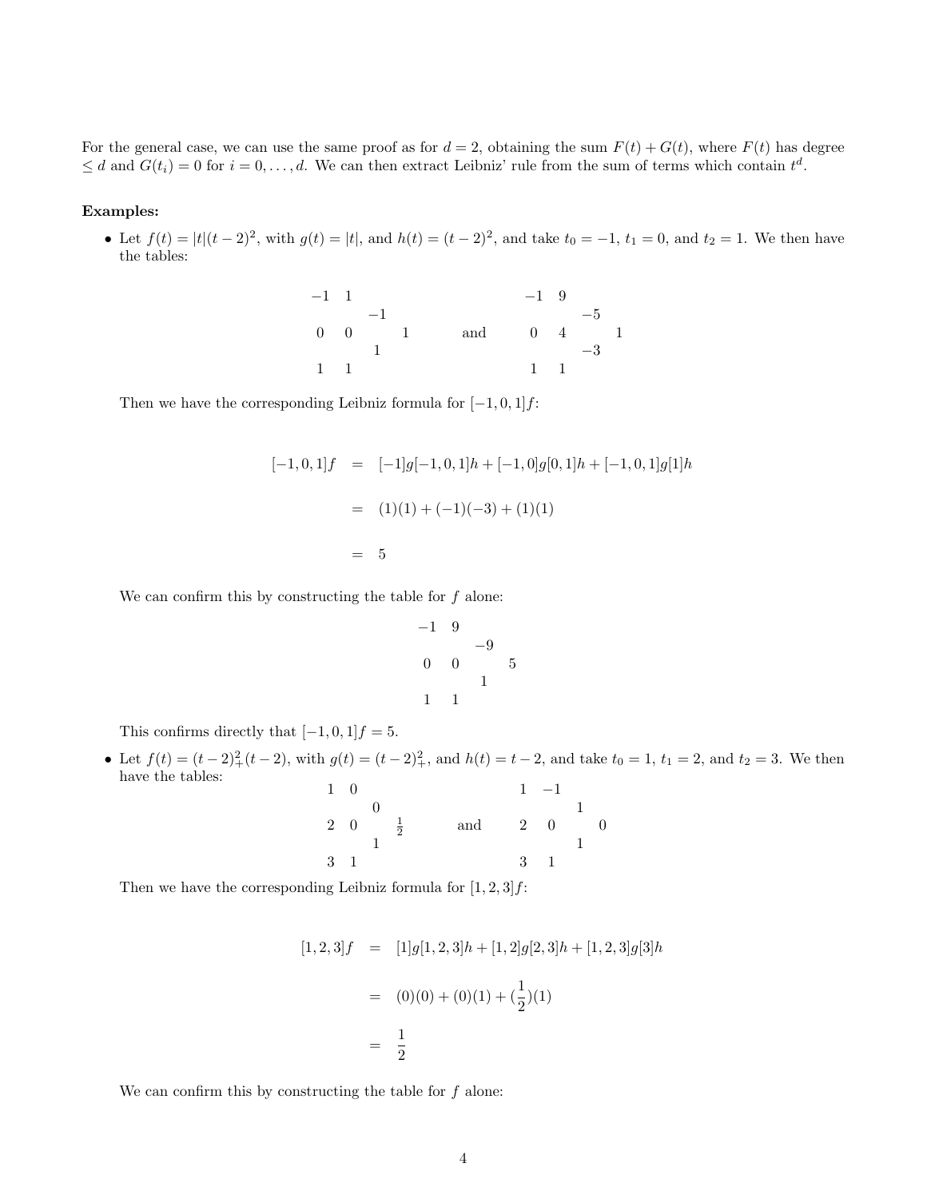For the general case, we can use the same proof as for $d = 2$, obtaining the sum $F(t) + G(t)$, where $F(t)$ has degree $\leq d$ and $G(t_i) = 0$ for $i = 0, \ldots, d$. We can then extract Leibniz' rule from the sum of terms which contain $t^d$.

**Examples:**

- Let $f(t) = |t|(t-2)^2$, with $g(t) = |t|$, and $h(t) = (t-2)^2$, and take $t_0 = -1$, $t_1 = 0$, and $t_2 = 1$. We then have the tables:

$$
\begin{array}{ccccc}
-1 & 1 & & & \\
 & & -1 & & \\
0 & 0 & & 1 & \\
 & & 1 & & \\
1 & 1 & & &
\end{array}
\qquad \text{and} \qquad
\begin{array}{ccccc}
-1 & 9 & & & \\
 & & -5 & & \\
0 & 4 & & 1 & \\
 & & -3 & & \\
1 & 1 & & &
\end{array}
$$

  Then we have the corresponding Leibniz formula for $[-1, 0, 1]f$:

$$
\begin{aligned}
[-1,0,1]f &= [-1]g[-1,0,1]h + [-1,0]g[0,1]h + [-1,0,1]g[1]h \\
&= (1)(1) + (-1)(-3) + (1)(1) \\
&= 5
\end{aligned}
$$

  We can confirm this by constructing the table for $f$ alone:

$$
\begin{array}{cccc}
-1 & 9 & & \\
 & & -9 & \\
0 & 0 & & 5 \\
 & & 1 & \\
1 & 1 & &
\end{array}
$$

  This confirms directly that $[-1, 0, 1]f = 5$.

- Let $f(t) = (t-2)_+^2(t-2)$, with $g(t) = (t-2)_+^2$, and $h(t) = t - 2$, and take $t_0 = 1$, $t_1 = 2$, and $t_2 = 3$. We then have the tables:

$$
\begin{array}{cccc}
1 & 0 & & \\
 & & 0 & \\
2 & 0 & & \frac{1}{2} \\
 & & 1 & \\
3 & 1 & &
\end{array}
\qquad \text{and} \qquad
\begin{array}{cccc}
1 & -1 & & \\
 & & 1 & \\
2 & 0 & & 0 \\
 & & 1 & \\
3 & 1 & &
\end{array}
$$

  Then we have the corresponding Leibniz formula for $[1, 2, 3]f$:

$$
\begin{aligned}
[1,2,3]f &= [1]g[1,2,3]h + [1,2]g[2,3]h + [1,2,3]g[3]h \\
&= (0)(0) + (0)(1) + (\frac{1}{2})(1) \\
&= \frac{1}{2}
\end{aligned}
$$

  We can confirm this by constructing the table for $f$ alone: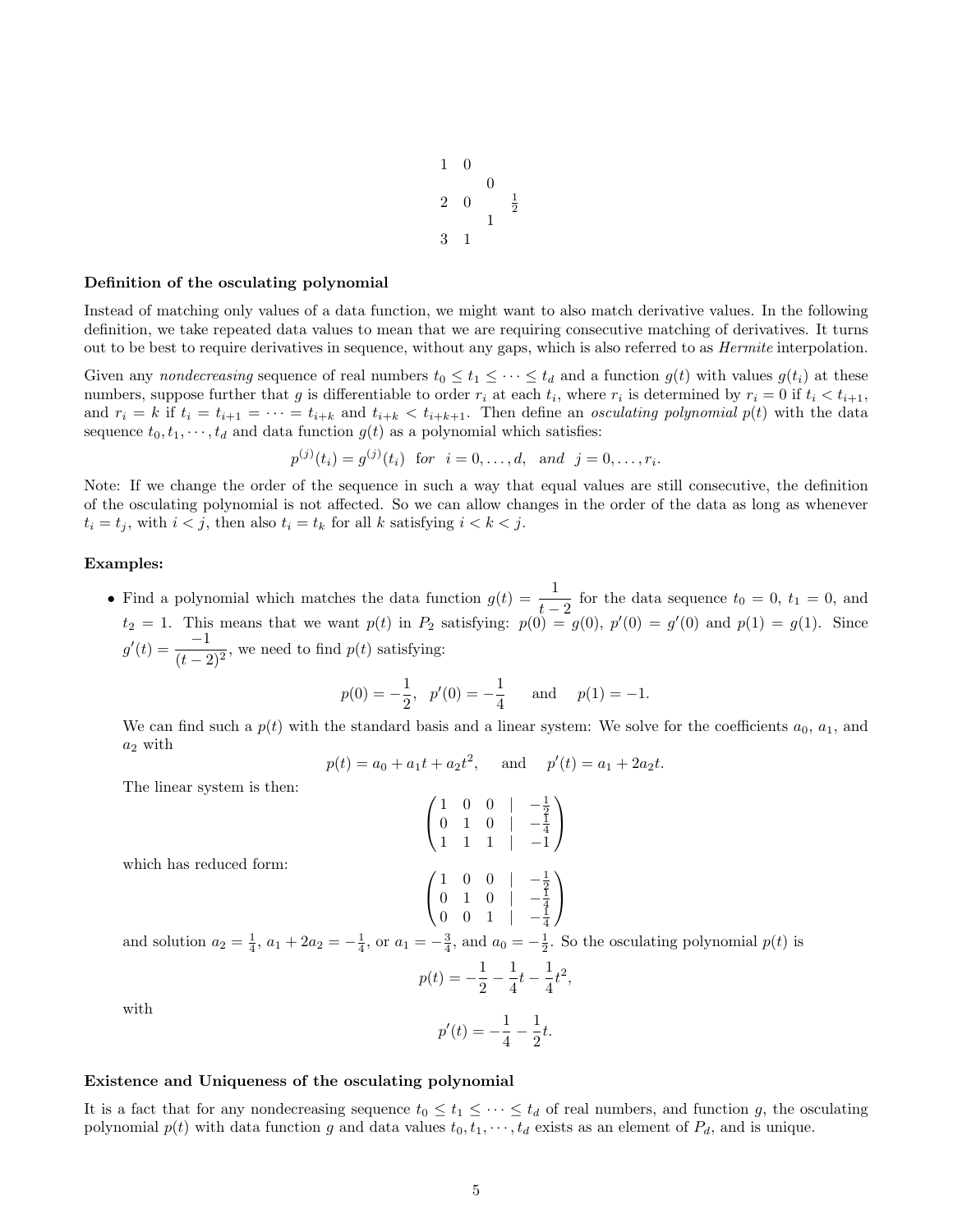$$
\begin{array}{cccc}
1 & 0 & & \\
 & & 0 & \\
2 & 0 & & \frac{1}{2} \\
 & & 1 & \\
3 & 1 & &
\end{array}
$$

**Definition of the osculating polynomial**

Instead of matching only values of a data function, we might want to also match derivative values. In the following definition, we take repeated data values to mean that we are requiring consecutive matching of derivatives. It turns out to be best to require derivatives in sequence, without any gaps, which is also referred to as *Hermite* interpolation.

Given any *nondecreasing* sequence of real numbers $t_0 \leq t_1 \leq \cdots \leq t_d$ and a function $g(t)$ with values $g(t_i)$ at these numbers, suppose further that $g$ is differentiable to order $r_i$ at each $t_i$, where $r_i$ is determined by $r_i = 0$ if $t_i < t_{i+1}$, and $r_i = k$ if $t_i = t_{i+1} = \cdots = t_{i+k}$ and $t_{i+k} < t_{i+k+1}$. Then define an *osculating polynomial* $p(t)$ with the data sequence $t_0, t_1, \cdots, t_d$ and data function $g(t)$ as a polynomial which satisfies:

$$p^{(j)}(t_i) = g^{(j)}(t_i) \;\; \textit{for} \;\; i = 0, \ldots, d, \;\; \textit{and} \;\; j = 0, \ldots, r_i.$$

Note: If we change the order of the sequence in such a way that equal values are still consecutive, the definition of the osculating polynomial is not affected. So we can allow changes in the order of the data as long as whenever $t_i = t_j$, with $i < j$, then also $t_i = t_k$ for all $k$ satisfying $i < k < j$.

**Examples:**

- Find a polynomial which matches the data function $g(t) = \dfrac{1}{t-2}$ for the data sequence $t_0 = 0$, $t_1 = 0$, and $t_2 = 1$. This means that we want $p(t)$ in $P_2$ satisfying: $p(0) = g(0)$, $p'(0) = g'(0)$ and $p(1) = g(1)$. Since $g'(t) = \dfrac{-1}{(t-2)^2}$, we need to find $p(t)$ satisfying:

$$p(0) = -\frac{1}{2}, \;\; p'(0) = -\frac{1}{4} \qquad \text{and} \qquad p(1) = -1.$$

We can find such a $p(t)$ with the standard basis and a linear system: We solve for the coefficients $a_0$, $a_1$, and $a_2$ with

$$p(t) = a_0 + a_1 t + a_2 t^2, \qquad \text{and} \qquad p'(t) = a_1 + 2a_2 t.$$

The linear system is then:

$$\begin{pmatrix} 1 & 0 & 0 & | & -\frac{1}{2} \\ 0 & 1 & 0 & | & -\frac{1}{4} \\ 1 & 1 & 1 & | & -1 \end{pmatrix}$$

which has reduced form:

$$\begin{pmatrix} 1 & 0 & 0 & | & -\frac{1}{2} \\ 0 & 1 & 0 & | & -\frac{1}{4} \\ 0 & 0 & 1 & | & -\frac{1}{4} \end{pmatrix}$$

and solution $a_2 = \frac{1}{4}$, $a_1 + 2a_2 = -\frac{1}{4}$, or $a_1 = -\frac{3}{4}$, and $a_0 = -\frac{1}{2}$. So the osculating polynomial $p(t)$ is

$$p(t) = -\frac{1}{2} - \frac{1}{4}t - \frac{1}{4}t^2,$$

with

$$p'(t) = -\frac{1}{4} - \frac{1}{2}t.$$

**Existence and Uniqueness of the osculating polynomial**

It is a fact that for any nondecreasing sequence $t_0 \leq t_1 \leq \cdots \leq t_d$ of real numbers, and function $g$, the osculating polynomial $p(t)$ with data function $g$ and data values $t_0, t_1, \cdots, t_d$ exists as an element of $P_d$, and is unique.